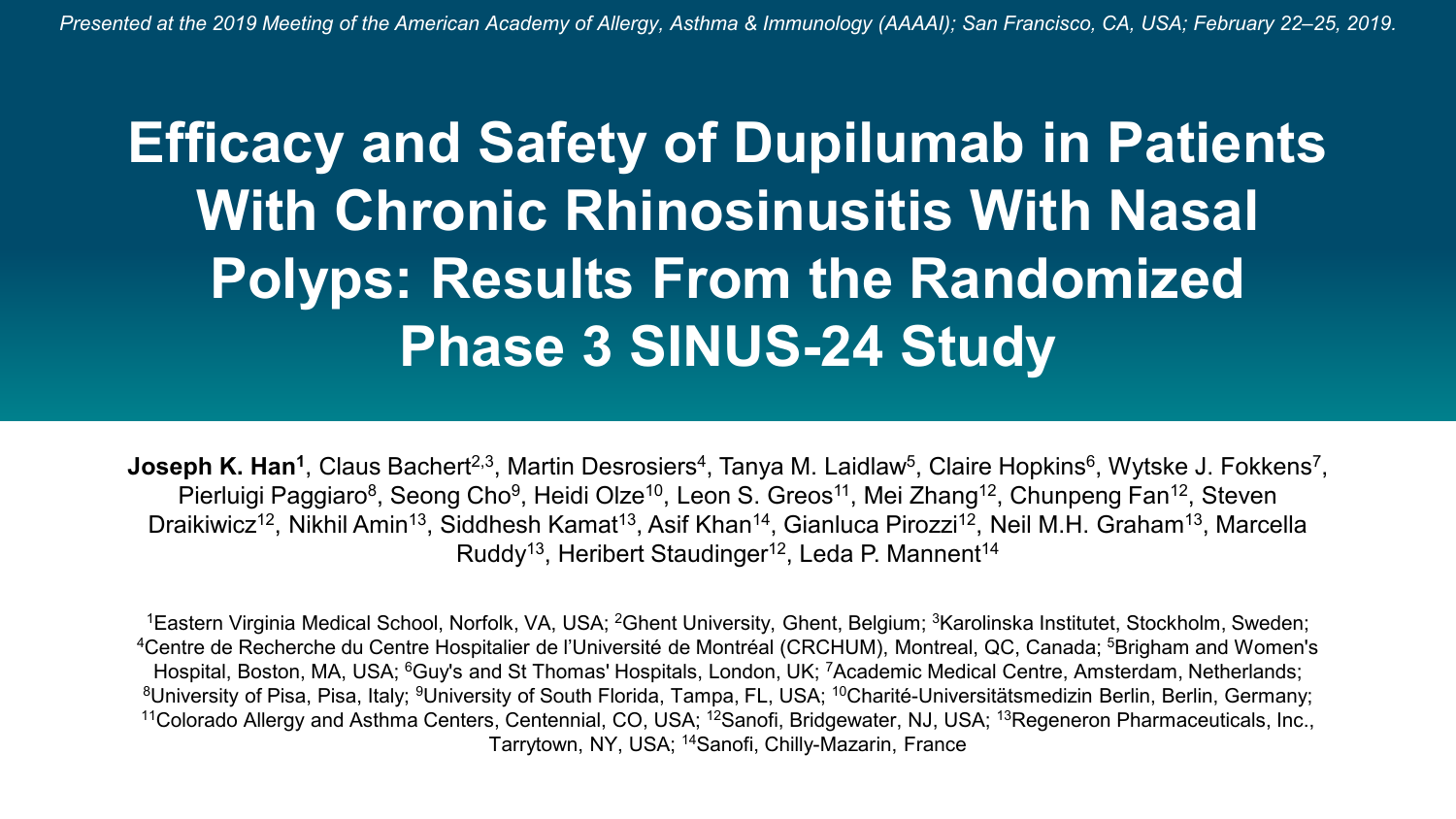*Presented at the 2019 Meeting of the American Academy of Allergy, Asthma & Immunology (AAAAI); San Francisco, CA, USA; February 22–25, 2019.*

# Efficacy and Safety of Dupilumab in Patients With Chronic Rhinosinusitis With Nasal Polyps: Results From the Randomized Phase 3 SINUS-24 Study

**Joseph K. Han[1]**, Claus Bachert[2,3], Martin Desrosiers[4], Tanya M. Laidlaw[5], Claire Hopkins[6], Wytske J. Fokkens[7], Pierluigi Paggiaro[8], Seong Cho[9], Heidi Olze[10], Leon S. Greos[11], Mei Zhang[12], Chunpeng Fan[12], Steven Draikiwicz[12], Nikhil Amin[13], Siddhesh Kamat[13], Asif Khan[14], Gianluca Pirozzi[12], Neil M.H. Graham[13], Marcella Ruddy[13], Heribert Staudinger[12], Leda P. Mannent[14]

[1]Eastern Virginia Medical School, Norfolk, VA, USA; [2]Ghent University, Ghent, Belgium; [3]Karolinska Institutet, Stockholm, Sweden; [4]Centre de Recherche du Centre Hospitalier de l'Université de Montréal (CRCHUM), Montreal, QC, Canada; [5]Brigham and Women's Hospital, Boston, MA, USA; [6]Guy's and St Thomas' Hospitals, London, UK; [7]Academic Medical Centre, Amsterdam, Netherlands; [8]University of Pisa, Pisa, Italy; [9]University of South Florida, Tampa, FL, USA; [10]Charité-Universitätsmedizin Berlin, Berlin, Germany; [11]Colorado Allergy and Asthma Centers, Centennial, CO, USA; [12]Sanofi, Bridgewater, NJ, USA; [13]Regeneron Pharmaceuticals, Inc., Tarrytown, NY, USA; [14]Sanofi, Chilly-Mazarin, France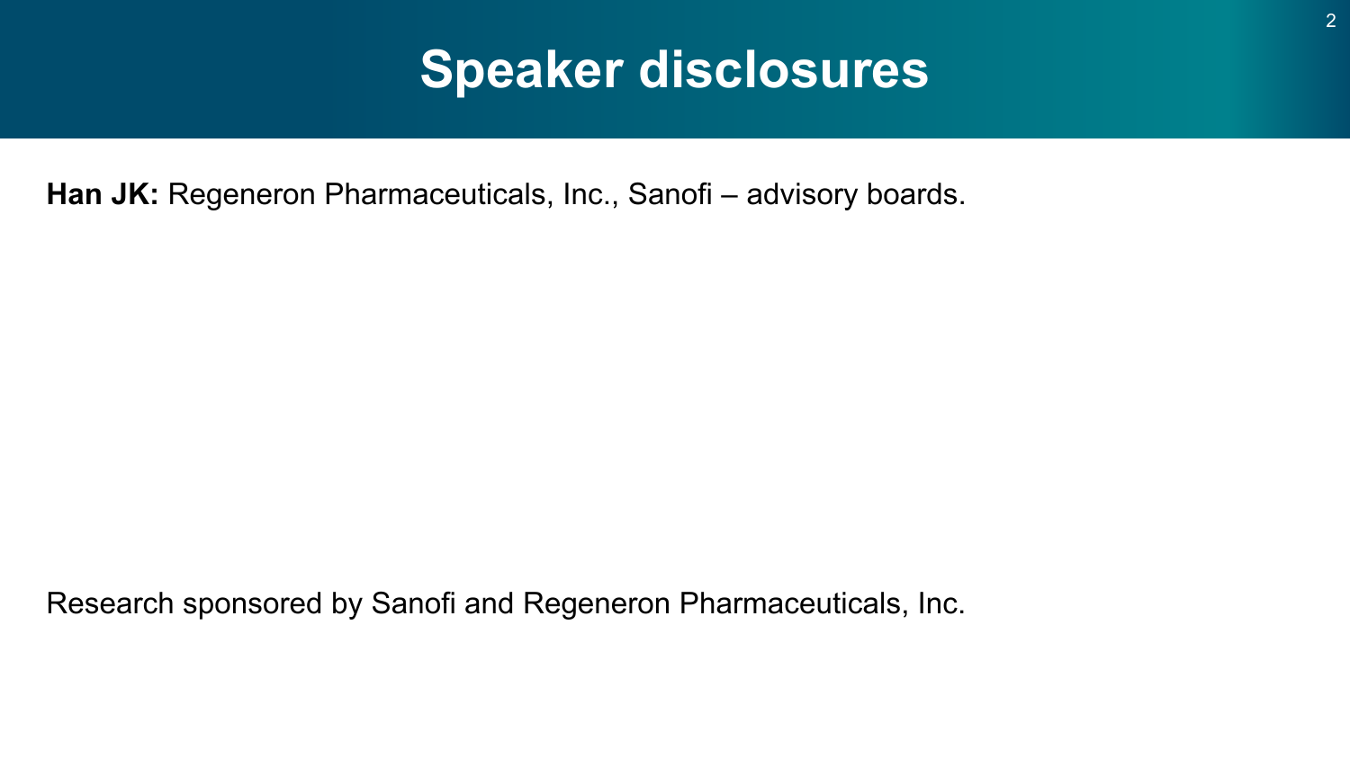# Speaker disclosures

**Han JK:** Regeneron Pharmaceuticals, Inc., Sanofi – advisory boards.

Research sponsored by Sanofi and Regeneron Pharmaceuticals, Inc.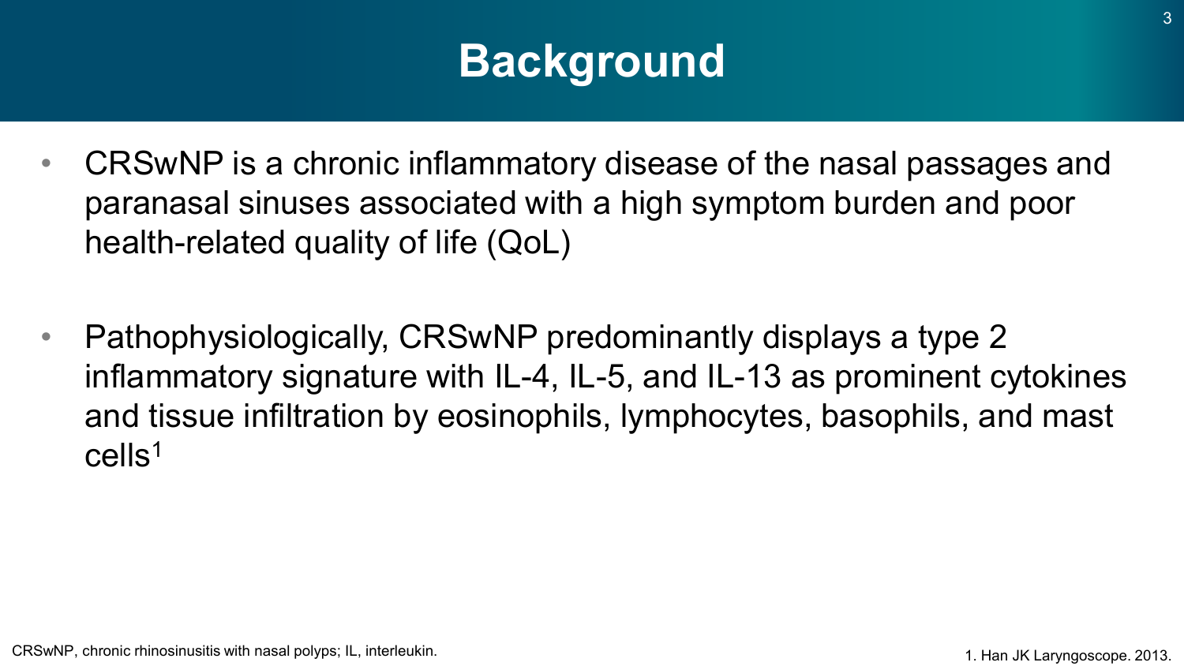# Background

- CRSwNP is a chronic inflammatory disease of the nasal passages and paranasal sinuses associated with a high symptom burden and poor health-related quality of life (QoL)
- Pathophysiologically, CRSwNP predominantly displays a type 2 inflammatory signature with IL-4, IL-5, and IL-13 as prominent cytokines and tissue infiltration by eosinophils, lymphocytes, basophils, and mast cells[1]

CRSwNP, chronic rhinosinusitis with nasal polyps; IL, interleukin.

1. Han JK Laryngoscope. 2013.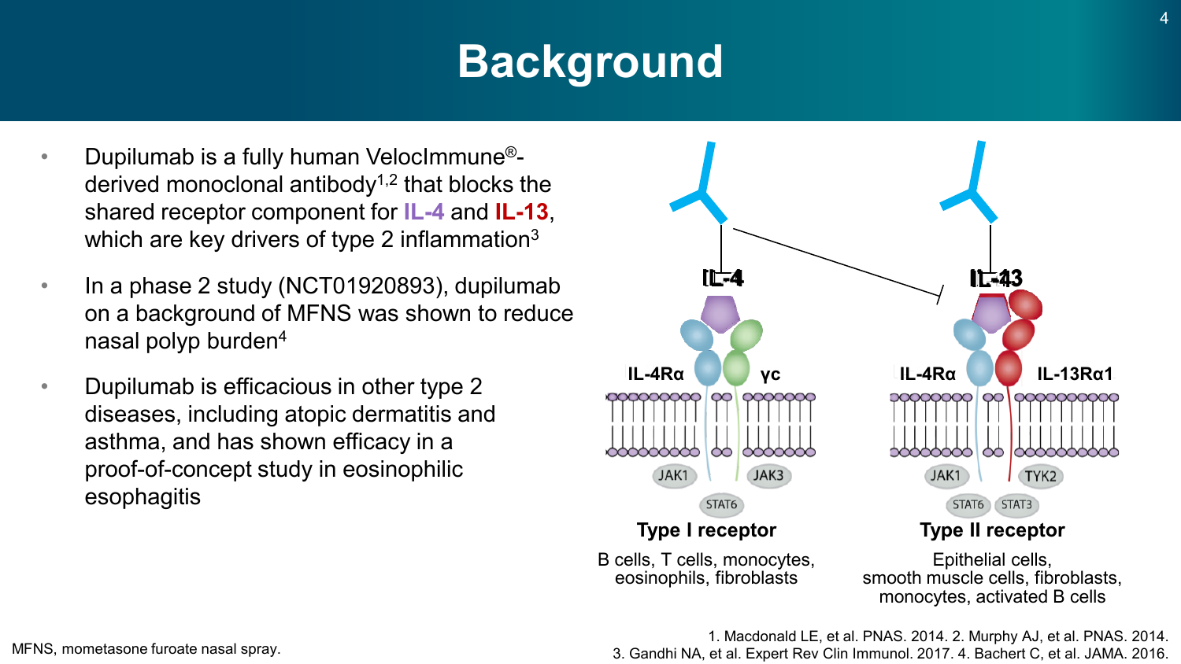# Background

- Dupilumab is a fully human VelocImmune®-derived monoclonal antibody[1,2] that blocks the shared receptor component for **IL-4** and **IL-13**, which are key drivers of type 2 inflammation[3]
- In a phase 2 study (NCT01920893), dupilumab on a background of MFNS was shown to reduce nasal polyp burden[4]
- Dupilumab is efficacious in other type 2 diseases, including atopic dermatitis and asthma, and has shown efficacy in a proof-of-concept study in eosinophilic esophagitis

IL-4 | IL-13

IL-4Rα | γc | JAK1 | JAK3 | STAT6

**Type I receptor**

B cells, T cells, monocytes, eosinophils, fibroblasts

IL-4Rα | IL-13Rα1 | JAK1 | TYK2 | STAT6 | STAT3

**Type II receptor**

Epithelial cells, smooth muscle cells, fibroblasts, monocytes, activated B cells

MFNS, mometasone furoate nasal spray.

1. Macdonald LE, et al. PNAS. 2014. 2. Murphy AJ, et al. PNAS. 2014. 3. Gandhi NA, et al. Expert Rev Clin Immunol. 2017. 4. Bachert C, et al. JAMA. 2016.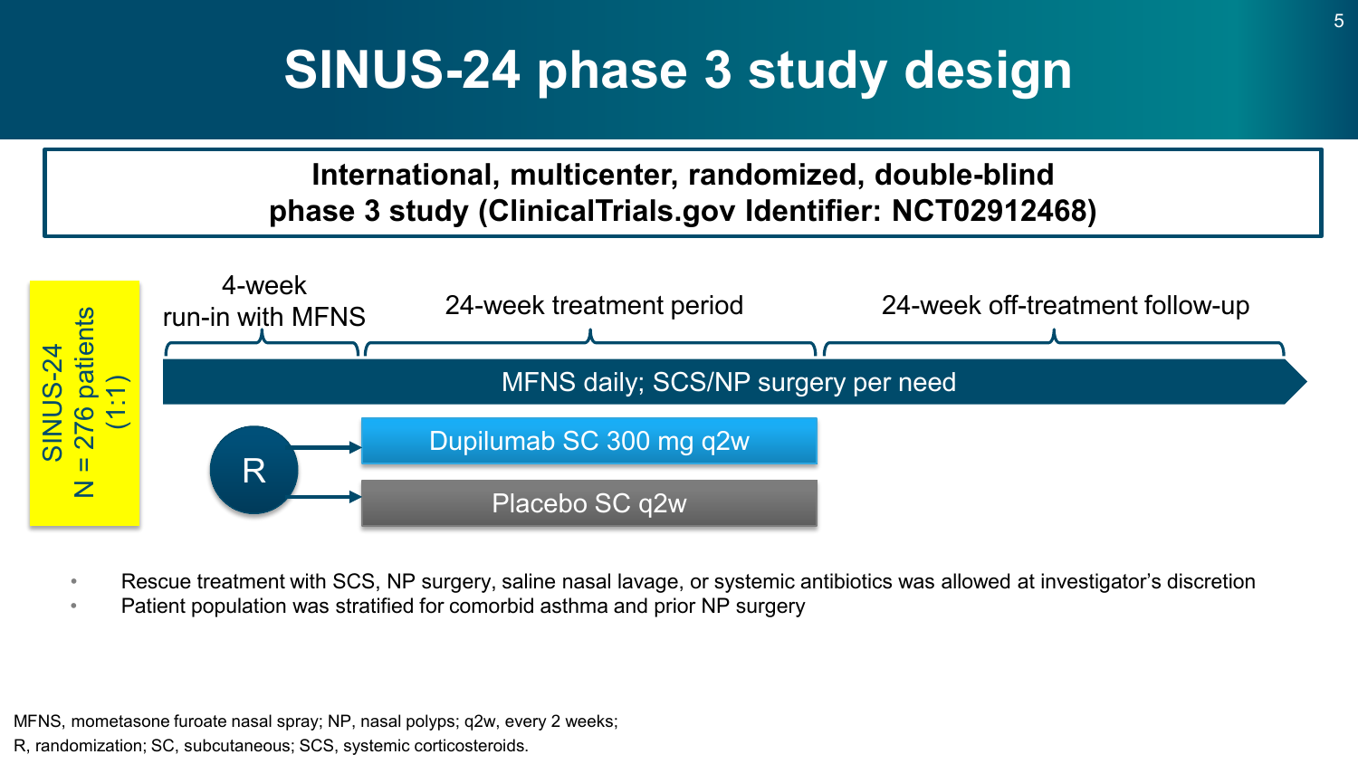# SINUS-24 phase 3 study design

**International, multicenter, randomized, double-blind phase 3 study (ClinicalTrials.gov Identifier: NCT02912468)**

SINUS-24
N = 276 patients
(1:1)

4-week run-in with MFNS | 24-week treatment period | 24-week off-treatment follow-up

MFNS daily; SCS/NP surgery per need

R

- Dupilumab SC 300 mg q2w
- Placebo SC q2w

- Rescue treatment with SCS, NP surgery, saline nasal lavage, or systemic antibiotics was allowed at investigator's discretion
- Patient population was stratified for comorbid asthma and prior NP surgery

MFNS, mometasone furoate nasal spray; NP, nasal polyps; q2w, every 2 weeks;
R, randomization; SC, subcutaneous; SCS, systemic corticosteroids.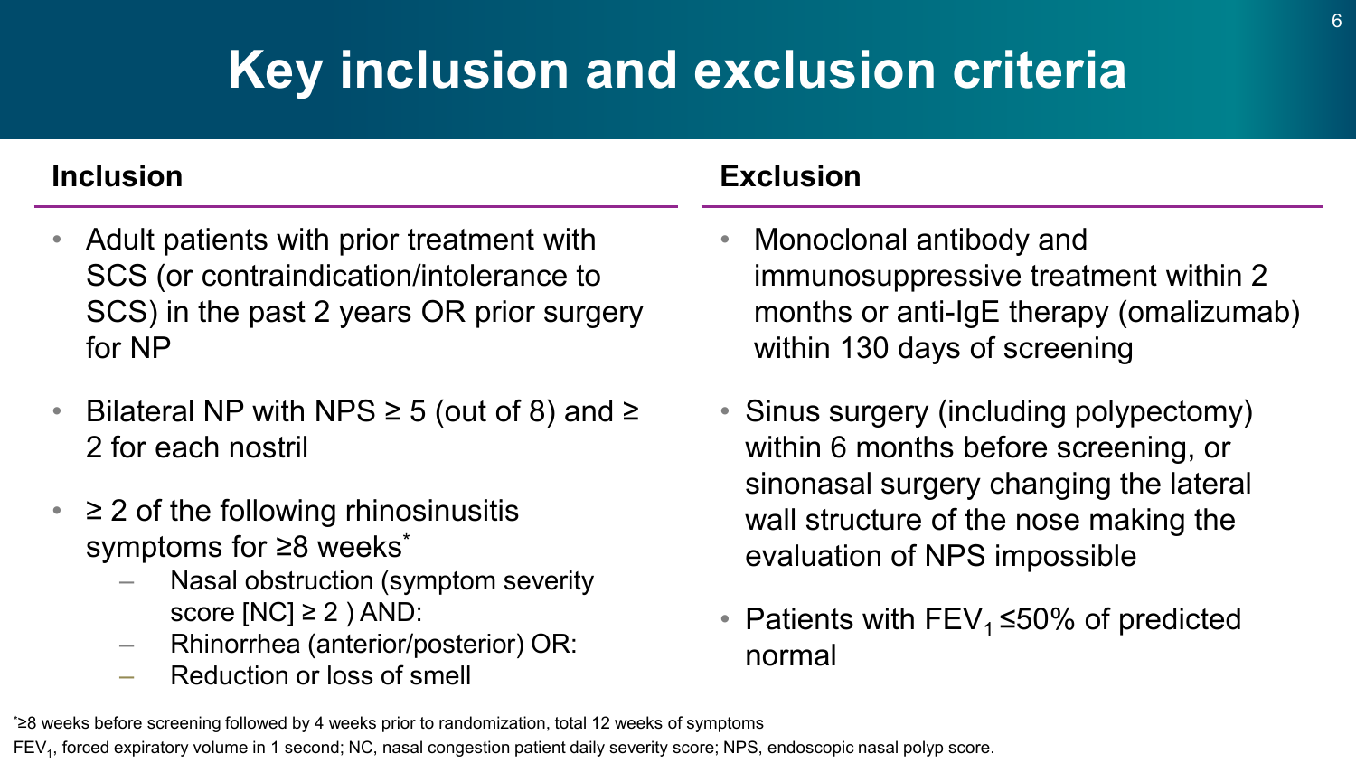# Key inclusion and exclusion criteria

## Inclusion

- Adult patients with prior treatment with SCS (or contraindication/intolerance to SCS) in the past 2 years OR prior surgery for NP
- Bilateral NP with NPS ≥ 5 (out of 8) and ≥ 2 for each nostril
- ≥ 2 of the following rhinosinusitis symptoms for ≥8 weeks*
  - Nasal obstruction (symptom severity score [NC] ≥ 2 ) AND:
  - Rhinorrhea (anterior/posterior) OR:
  - Reduction or loss of smell

## Exclusion

- Monoclonal antibody and immunosuppressive treatment within 2 months or anti-IgE therapy (omalizumab) within 130 days of screening
- Sinus surgery (including polypectomy) within 6 months before screening, or sinonasal surgery changing the lateral wall structure of the nose making the evaluation of NPS impossible
- Patients with $FEV_1$ ≤50% of predicted normal

*≥8 weeks before screening followed by 4 weeks prior to randomization, total 12 weeks of symptoms

$FEV_1$, forced expiratory volume in 1 second; NC, nasal congestion patient daily severity score; NPS, endoscopic nasal polyp score.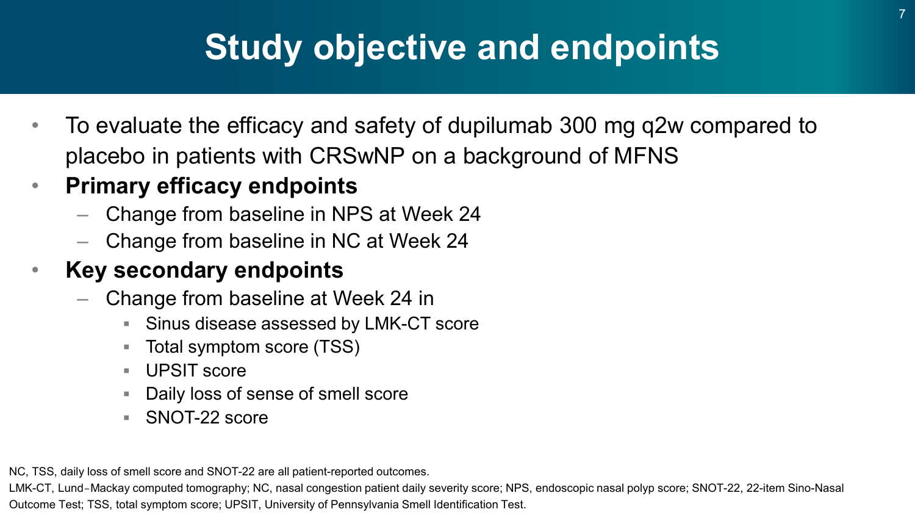# Study objective and endpoints

- To evaluate the efficacy and safety of dupilumab 300 mg q2w compared to placebo in patients with CRSwNP on a background of MFNS
- **Primary efficacy endpoints**
  - Change from baseline in NPS at Week 24
  - Change from baseline in NC at Week 24
- **Key secondary endpoints**
  - Change from baseline at Week 24 in
    - Sinus disease assessed by LMK-CT score
    - Total symptom score (TSS)
    - UPSIT score
    - Daily loss of sense of smell score
    - SNOT-22 score

NC, TSS, daily loss of smell score and SNOT-22 are all patient-reported outcomes.

LMK-CT, Lund–Mackay computed tomography; NC, nasal congestion patient daily severity score; NPS, endoscopic nasal polyp score; SNOT-22, 22-item Sino-Nasal Outcome Test; TSS, total symptom score; UPSIT, University of Pennsylvania Smell Identification Test.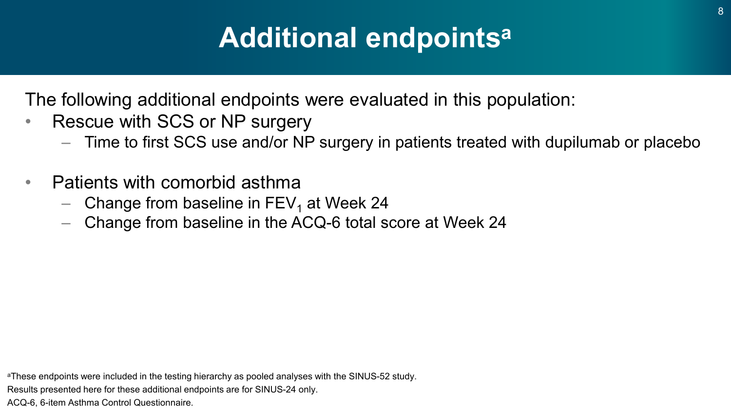# Additional endpoints[a]

The following additional endpoints were evaluated in this population:

- Rescue with SCS or NP surgery
  - Time to first SCS use and/or NP surgery in patients treated with dupilumab or placebo
- Patients with comorbid asthma
  - Change from baseline in $FEV_1$ at Week 24
  - Change from baseline in the ACQ-6 total score at Week 24

[a]These endpoints were included in the testing hierarchy as pooled analyses with the SINUS-52 study.
Results presented here for these additional endpoints are for SINUS-24 only.
ACQ-6, 6-item Asthma Control Questionnaire.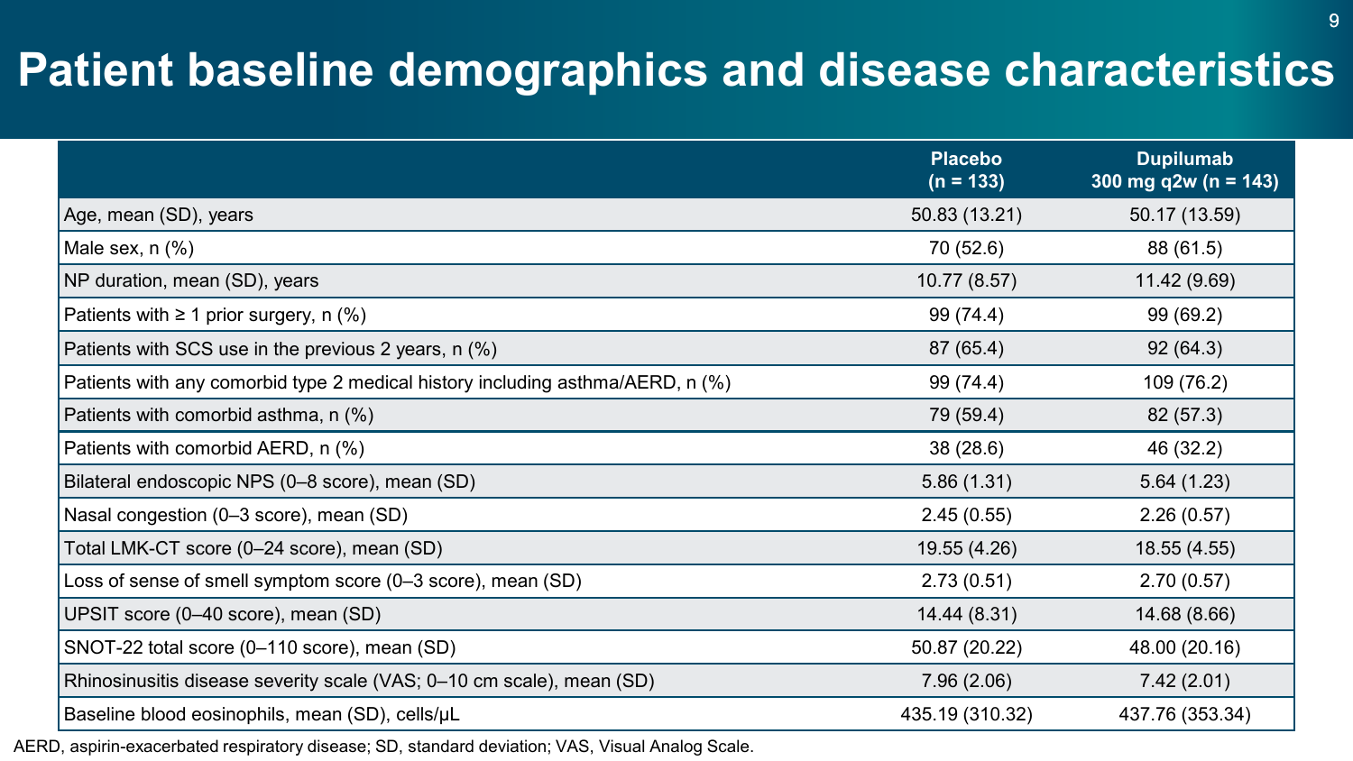# Patient baseline demographics and disease characteristics

| | Placebo (n = 133) | Dupilumab 300 mg q2w (n = 143) |
|---|---|---|
| Age, mean (SD), years | 50.83 (13.21) | 50.17 (13.59) |
| Male sex, n (%) | 70 (52.6) | 88 (61.5) |
| NP duration, mean (SD), years | 10.77 (8.57) | 11.42 (9.69) |
| Patients with ≥ 1 prior surgery, n (%) | 99 (74.4) | 99 (69.2) |
| Patients with SCS use in the previous 2 years, n (%) | 87 (65.4) | 92 (64.3) |
| Patients with any comorbid type 2 medical history including asthma/AERD, n (%) | 99 (74.4) | 109 (76.2) |
| Patients with comorbid asthma, n (%) | 79 (59.4) | 82 (57.3) |
| Patients with comorbid AERD, n (%) | 38 (28.6) | 46 (32.2) |
| Bilateral endoscopic NPS (0–8 score), mean (SD) | 5.86 (1.31) | 5.64 (1.23) |
| Nasal congestion (0–3 score), mean (SD) | 2.45 (0.55) | 2.26 (0.57) |
| Total LMK-CT score (0–24 score), mean (SD) | 19.55 (4.26) | 18.55 (4.55) |
| Loss of sense of smell symptom score (0–3 score), mean (SD) | 2.73 (0.51) | 2.70 (0.57) |
| UPSIT score (0–40 score), mean (SD) | 14.44 (8.31) | 14.68 (8.66) |
| SNOT-22 total score (0–110 score), mean (SD) | 50.87 (20.22) | 48.00 (20.16) |
| Rhinosinusitis disease severity scale (VAS; 0–10 cm scale), mean (SD) | 7.96 (2.06) | 7.42 (2.01) |
| Baseline blood eosinophils, mean (SD), cells/μL | 435.19 (310.32) | 437.76 (353.34) |

AERD, aspirin-exacerbated respiratory disease; SD, standard deviation; VAS, Visual Analog Scale.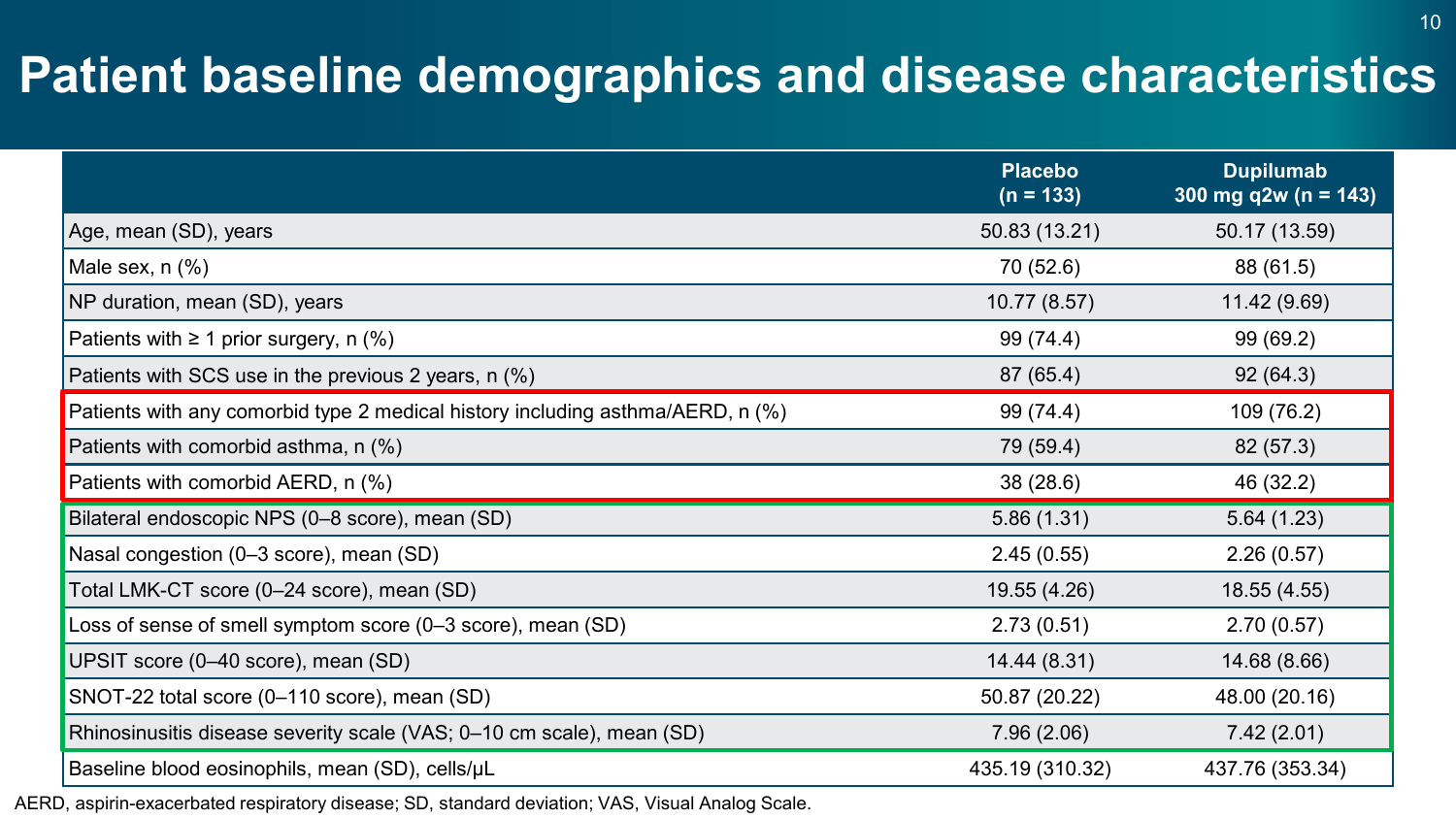# Patient baseline demographics and disease characteristics

| | Placebo (n = 133) | Dupilumab 300 mg q2w (n = 143) |
|---|---|---|
| Age, mean (SD), years | 50.83 (13.21) | 50.17 (13.59) |
| Male sex, n (%) | 70 (52.6) | 88 (61.5) |
| NP duration, mean (SD), years | 10.77 (8.57) | 11.42 (9.69) |
| Patients with ≥ 1 prior surgery, n (%) | 99 (74.4) | 99 (69.2) |
| Patients with SCS use in the previous 2 years, n (%) | 87 (65.4) | 92 (64.3) |
| Patients with any comorbid type 2 medical history including asthma/AERD, n (%) | 99 (74.4) | 109 (76.2) |
| Patients with comorbid asthma, n (%) | 79 (59.4) | 82 (57.3) |
| Patients with comorbid AERD, n (%) | 38 (28.6) | 46 (32.2) |
| Bilateral endoscopic NPS (0–8 score), mean (SD) | 5.86 (1.31) | 5.64 (1.23) |
| Nasal congestion (0–3 score), mean (SD) | 2.45 (0.55) | 2.26 (0.57) |
| Total LMK-CT score (0–24 score), mean (SD) | 19.55 (4.26) | 18.55 (4.55) |
| Loss of sense of smell symptom score (0–3 score), mean (SD) | 2.73 (0.51) | 2.70 (0.57) |
| UPSIT score (0–40 score), mean (SD) | 14.44 (8.31) | 14.68 (8.66) |
| SNOT-22 total score (0–110 score), mean (SD) | 50.87 (20.22) | 48.00 (20.16) |
| Rhinosinusitis disease severity scale (VAS; 0–10 cm scale), mean (SD) | 7.96 (2.06) | 7.42 (2.01) |
| Baseline blood eosinophils, mean (SD), cells/µL | 435.19 (310.32) | 437.76 (353.34) |

AERD, aspirin-exacerbated respiratory disease; SD, standard deviation; VAS, Visual Analog Scale.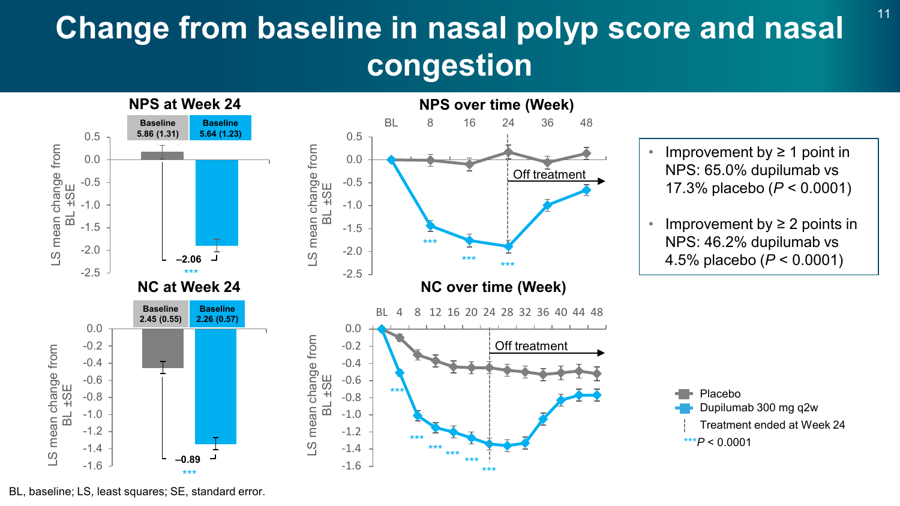# Change from baseline in nasal polyp score and nasal congestion

### NPS at Week 24

| | Placebo | Dupilumab 300 mg q2w |
| --- | --- | --- |
| Baseline | 5.86 (1.31) | 5.64 (1.23) |

LS mean change from BL ±SE: −2.06 (***)

### NPS over time (Week)

Off treatment

### NC at Week 24

| | Placebo | Dupilumab 300 mg q2w |
| --- | --- | --- |
| Baseline | 2.45 (0.55) | 2.26 (0.57) |

LS mean change from BL ±SE: −0.89 (***)

### NC over time (Week)

Off treatment

- Improvement by ≥ 1 point in NPS: 65.0% dupilumab vs 17.3% placebo ($P < 0.0001$)
- Improvement by ≥ 2 points in NPS: 46.2% dupilumab vs 4.5% placebo ($P < 0.0001$)

Placebo
Dupilumab 300 mg q2w
Treatment ended at Week 24
***$P < 0.0001$

BL, baseline; LS, least squares; SE, standard error.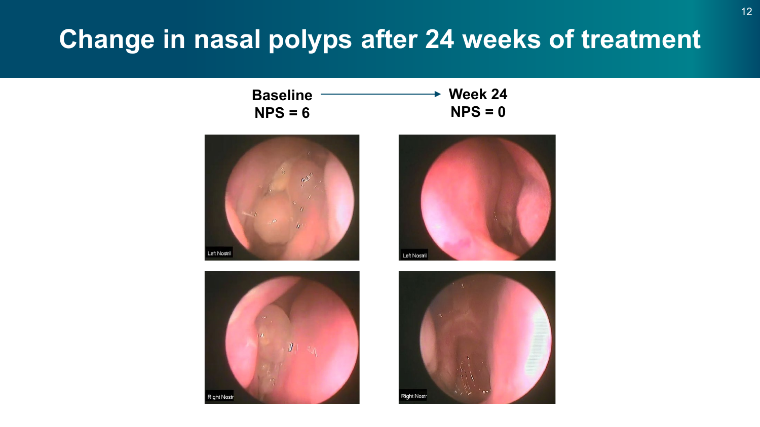# Change in nasal polyps after 24 weeks of treatment

**Baseline**
**NPS = 6**

→

**Week 24**
**NPS = 0**

Left Nostril

Left Nostril

Right Nostr

Right Nostr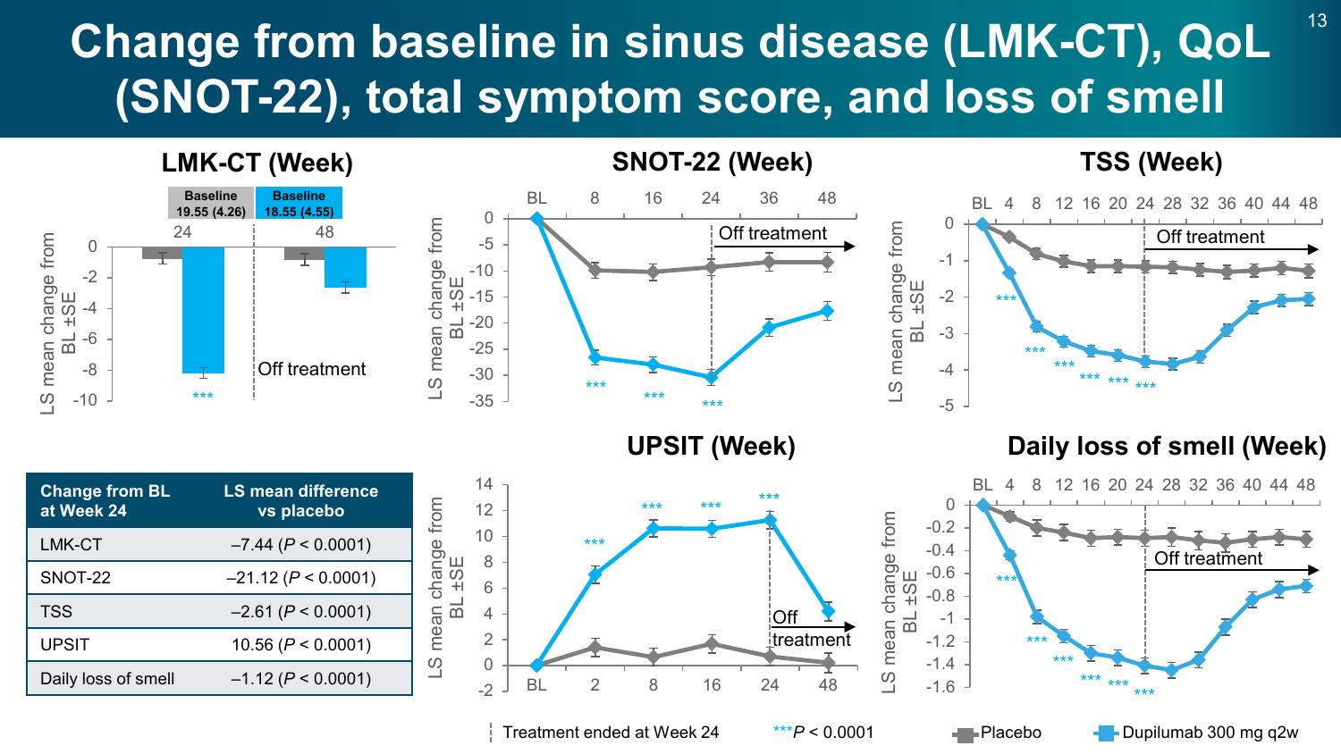# Change from baseline in sinus disease (LMK-CT), QoL (SNOT-22), total symptom score, and loss of smell

### LMK-CT (Week)

| | Baseline |
|---|---|
| Placebo | 19.55 (4.26) |
| Dupilumab 300 mg q2w | 18.55 (4.55) |

LS mean change from BL ±SE

Off treatment

### SNOT-22 (Week)

LS mean change from BL ±SE

Off treatment

### TSS (Week)

LS mean change from BL ±SE

Off treatment

### UPSIT (Week)

LS mean change from BL ±SE

Off treatment

### Daily loss of smell (Week)

LS mean change from BL ±SE

Off treatment

| Change from BL at Week 24 | LS mean difference vs placebo |
|---|---|
| LMK-CT | –7.44 ($P < 0.0001$) |
| SNOT-22 | –21.12 ($P < 0.0001$) |
| TSS | –2.61 ($P < 0.0001$) |
| UPSIT | 10.56 ($P < 0.0001$) |
| Daily loss of smell | –1.12 ($P < 0.0001$) |

Treatment ended at Week 24 ***$P < 0.0001$ Placebo Dupilumab 300 mg q2w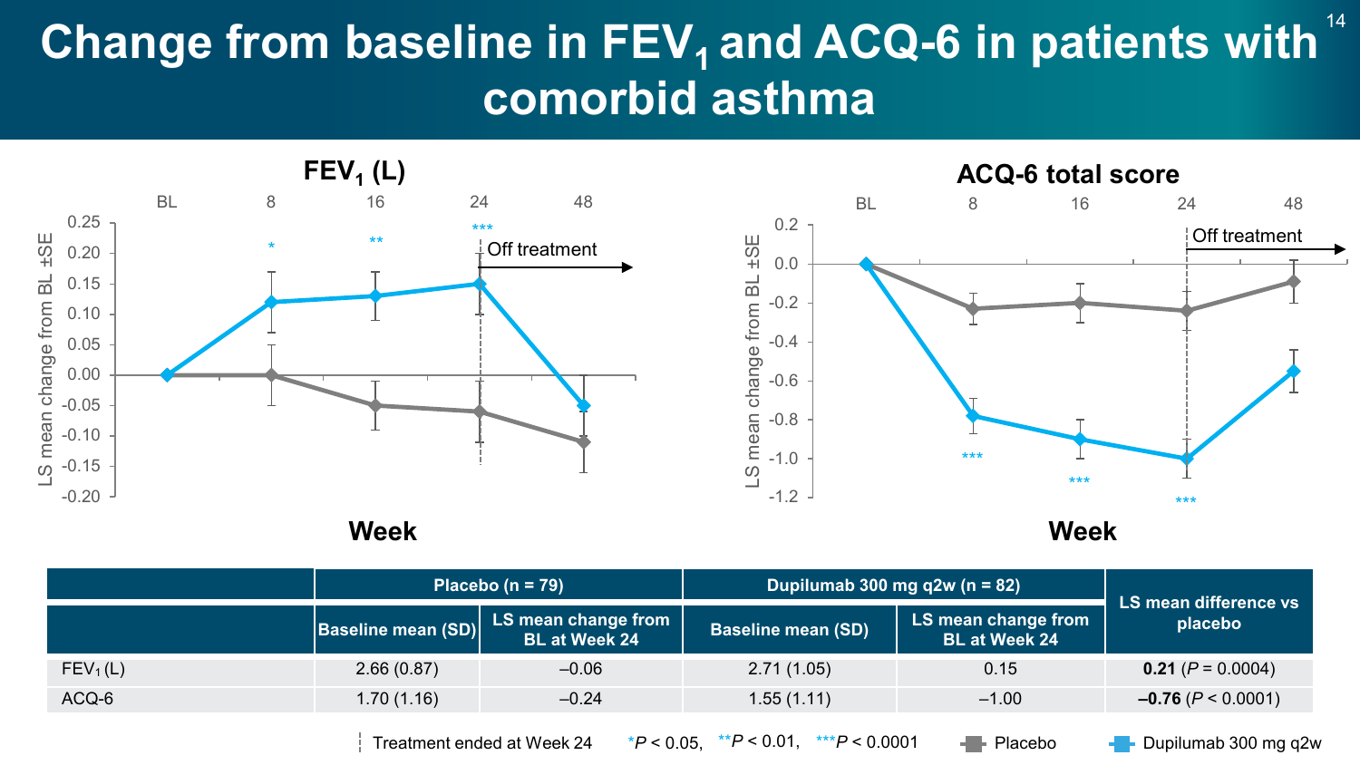# Change from baseline in $FEV_1$ and ACQ-6 in patients with comorbid asthma

## $FEV_1$ (L)

Week: BL, 8, 16, 24, 48

LS mean change from BL ±SE

*, **, *** ; Off treatment

## ACQ-6 total score

Week: BL, 8, 16, 24, 48

LS mean change from BL ±SE

***, ***, *** ; Off treatment

| | Placebo (n = 79) | | Dupilumab 300 mg q2w (n = 82) | | LS mean difference vs placebo |
|---|---|---|---|---|---|
| | Baseline mean (SD) | LS mean change from BL at Week 24 | Baseline mean (SD) | LS mean change from BL at Week 24 | |
| $FEV_1$ (L) | 2.66 (0.87) | –0.06 | 2.71 (1.05) | 0.15 | **0.21** ($P$ = 0.0004) |
| ACQ-6 | 1.70 (1.16) | –0.24 | 1.55 (1.11) | –1.00 | **–0.76** ($P$ < 0.0001) |

Treatment ended at Week 24  *$P$ < 0.05, **$P$ < 0.01, ***$P$ < 0.0001  Placebo  Dupilumab 300 mg q2w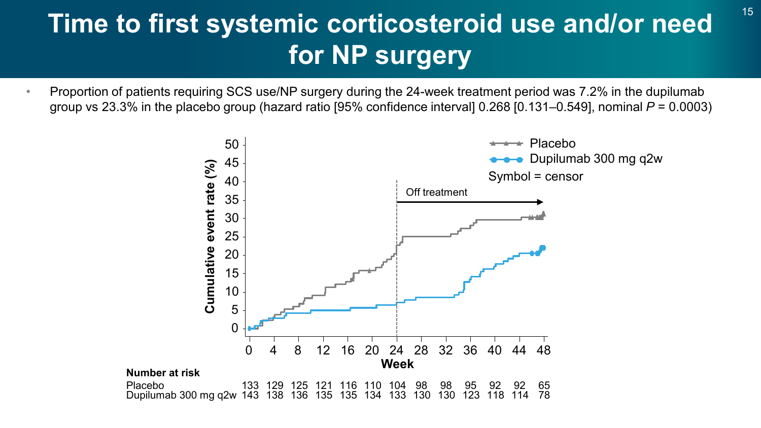# Time to first systemic corticosteroid use and/or need for NP surgery

- Proportion of patients requiring SCS use/NP surgery during the 24-week treatment period was 7.2% in the dupilumab group vs 23.3% in the placebo group (hazard ratio [95% confidence interval] 0.268 [0.131–0.549], nominal $P$ = 0.0003)

**Number at risk**

| Week | 0 | 4 | 8 | 12 | 16 | 20 | 24 | 28 | 32 | 36 | 40 | 44 | 48 |
|---|---|---|---|---|---|---|---|---|---|---|---|---|---|
| Placebo | 133 | 129 | 125 | 121 | 116 | 110 | 104 | 98 | 98 | 95 | 92 | 92 | 65 |
| Dupilumab 300 mg q2w | 143 | 138 | 136 | 135 | 135 | 134 | 133 | 130 | 130 | 123 | 118 | 114 | 78 |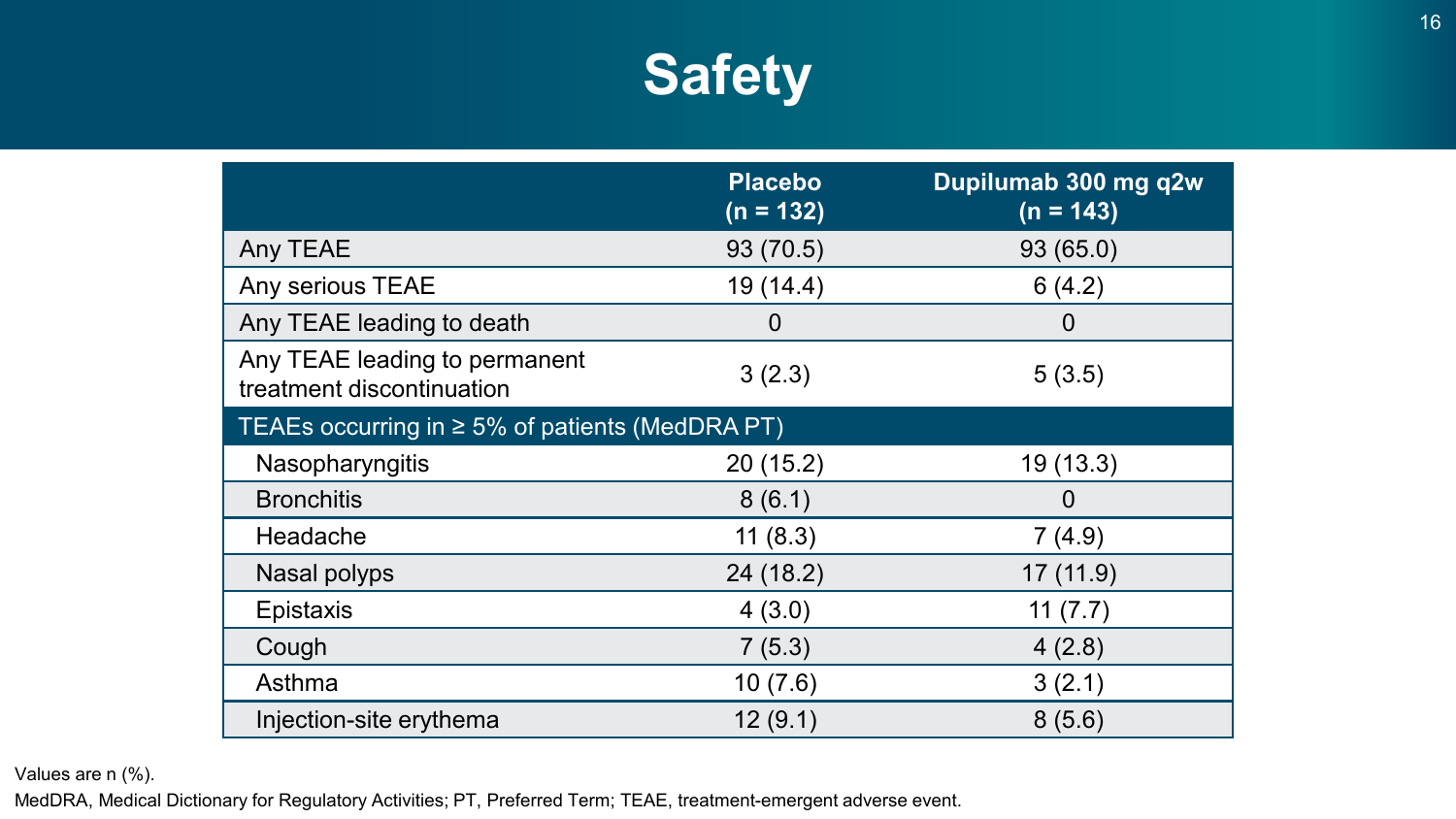# Safety

| | Placebo (n = 132) | Dupilumab 300 mg q2w (n = 143) |
|---|---|---|
| Any TEAE | 93 (70.5) | 93 (65.0) |
| Any serious TEAE | 19 (14.4) | 6 (4.2) |
| Any TEAE leading to death | 0 | 0 |
| Any TEAE leading to permanent treatment discontinuation | 3 (2.3) | 5 (3.5) |
| TEAEs occurring in ≥ 5% of patients (MedDRA PT) | | |
| Nasopharyngitis | 20 (15.2) | 19 (13.3) |
| Bronchitis | 8 (6.1) | 0 |
| Headache | 11 (8.3) | 7 (4.9) |
| Nasal polyps | 24 (18.2) | 17 (11.9) |
| Epistaxis | 4 (3.0) | 11 (7.7) |
| Cough | 7 (5.3) | 4 (2.8) |
| Asthma | 10 (7.6) | 3 (2.1) |
| Injection-site erythema | 12 (9.1) | 8 (5.6) |

Values are n (%).

MedDRA, Medical Dictionary for Regulatory Activities; PT, Preferred Term; TEAE, treatment-emergent adverse event.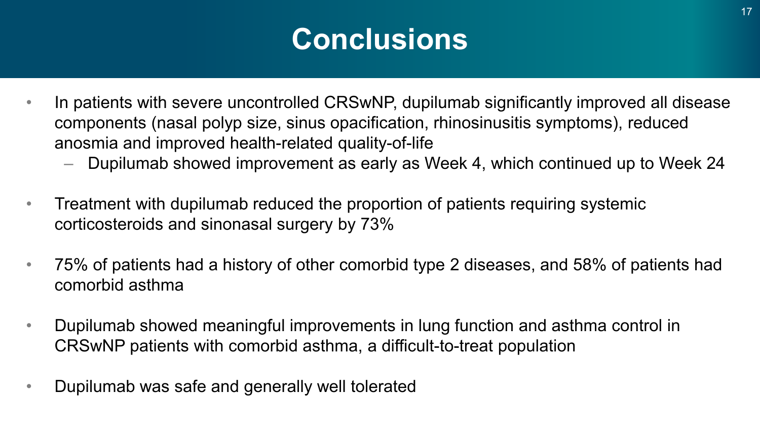# Conclusions

- In patients with severe uncontrolled CRSwNP, dupilumab significantly improved all disease components (nasal polyp size, sinus opacification, rhinosinusitis symptoms), reduced anosmia and improved health-related quality-of-life
  - Dupilumab showed improvement as early as Week 4, which continued up to Week 24
- Treatment with dupilumab reduced the proportion of patients requiring systemic corticosteroids and sinonasal surgery by 73%
- 75% of patients had a history of other comorbid type 2 diseases, and 58% of patients had comorbid asthma
- Dupilumab showed meaningful improvements in lung function and asthma control in CRSwNP patients with comorbid asthma, a difficult-to-treat population
- Dupilumab was safe and generally well tolerated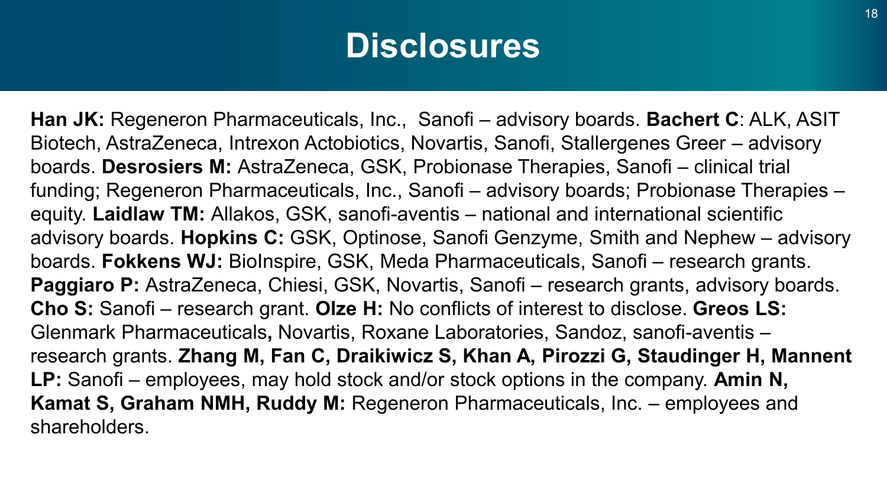# Disclosures

**Han JK:** Regeneron Pharmaceuticals, Inc., Sanofi – advisory boards. **Bachert C**: ALK, ASIT Biotech, AstraZeneca, Intrexon Actobiotics, Novartis, Sanofi, Stallergenes Greer – advisory boards. **Desrosiers M:** AstraZeneca, GSK, Probionase Therapies, Sanofi – clinical trial funding; Regeneron Pharmaceuticals, Inc., Sanofi – advisory boards; Probionase Therapies – equity. **Laidlaw TM:** Allakos, GSK, sanofi-aventis – national and international scientific advisory boards. **Hopkins C:** GSK, Optinose, Sanofi Genzyme, Smith and Nephew – advisory boards. **Fokkens WJ:** BioInspire, GSK, Meda Pharmaceuticals, Sanofi – research grants. **Paggiaro P:** AstraZeneca, Chiesi, GSK, Novartis, Sanofi – research grants, advisory boards. **Cho S:** Sanofi – research grant. **Olze H:** No conflicts of interest to disclose. **Greos LS:** Glenmark Pharmaceuticals, Novartis, Roxane Laboratories, Sandoz, sanofi-aventis – research grants. **Zhang M, Fan C, Draikiwicz S, Khan A, Pirozzi G, Staudinger H, Mannent LP:** Sanofi – employees, may hold stock and/or stock options in the company. **Amin N, Kamat S, Graham NMH, Ruddy M:** Regeneron Pharmaceuticals, Inc. – employees and shareholders.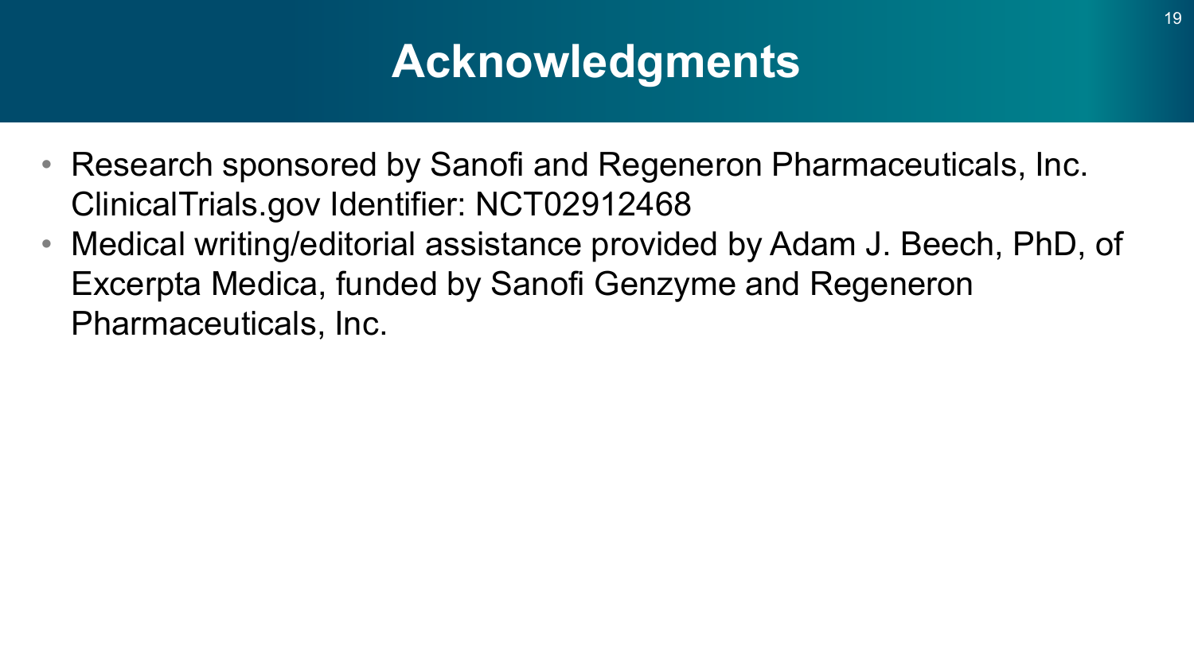# Acknowledgments

- Research sponsored by Sanofi and Regeneron Pharmaceuticals, Inc. ClinicalTrials.gov Identifier: NCT02912468
- Medical writing/editorial assistance provided by Adam J. Beech, PhD, of Excerpta Medica, funded by Sanofi Genzyme and Regeneron Pharmaceuticals, Inc.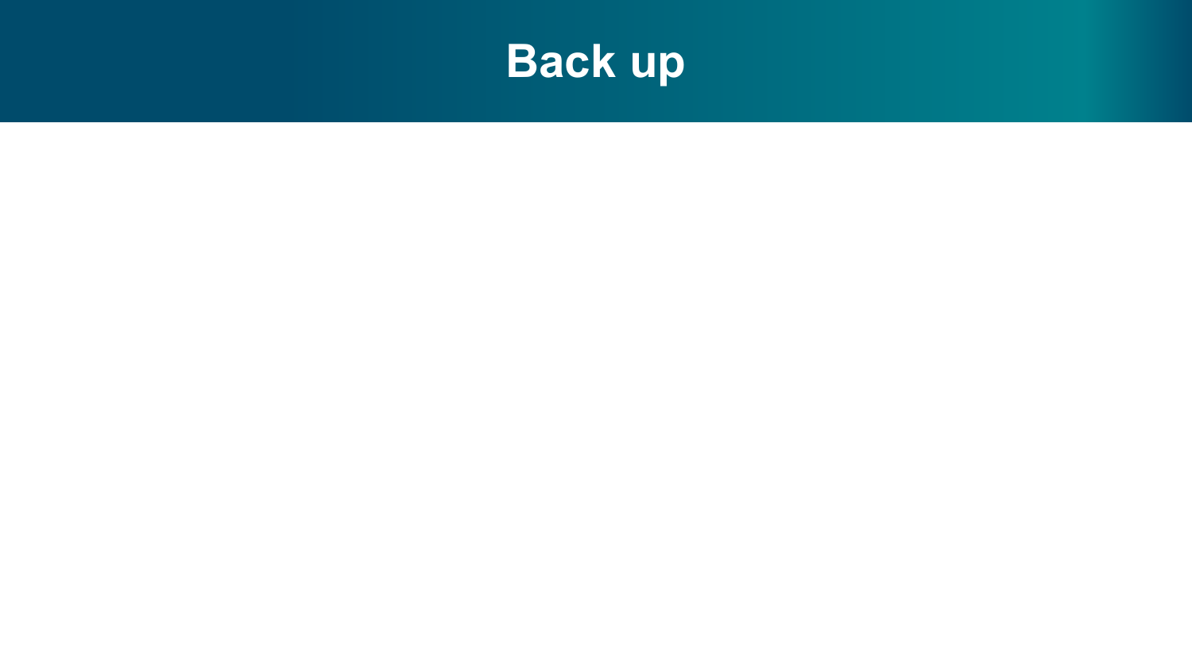# Back up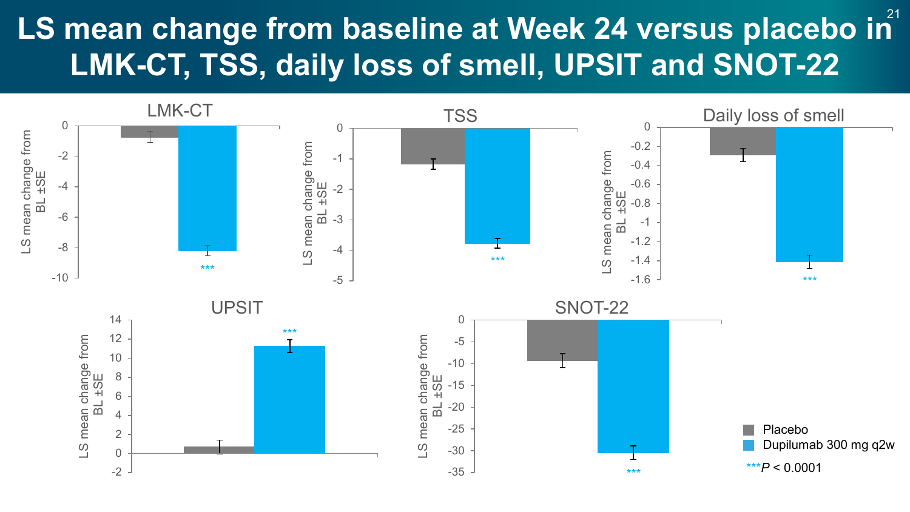# LS mean change from baseline at Week 24 versus placebo in LMK-CT, TSS, daily loss of smell, UPSIT and SNOT-22

LMK-CT

0
-2
-4
-6
-8
-10

LS mean change from BL ±SE

***

TSS

0
-1
-2
-3
-4
-5

LS mean change from BL ±SE

***

Daily loss of smell

0
-0.2
-0.4
-0.6
-0.8
-1
-1.2
-1.4
-1.6

LS mean change from BL ±SE

***

UPSIT

14
12
10
8
6
4
2
0
-2

LS mean change from BL ±SE

***

SNOT-22

0
-5
-10
-15
-20
-25
-30
-35

LS mean change from BL ±SE

***

Placebo

Dupilumab 300 mg q2w

***$P < 0.0001$